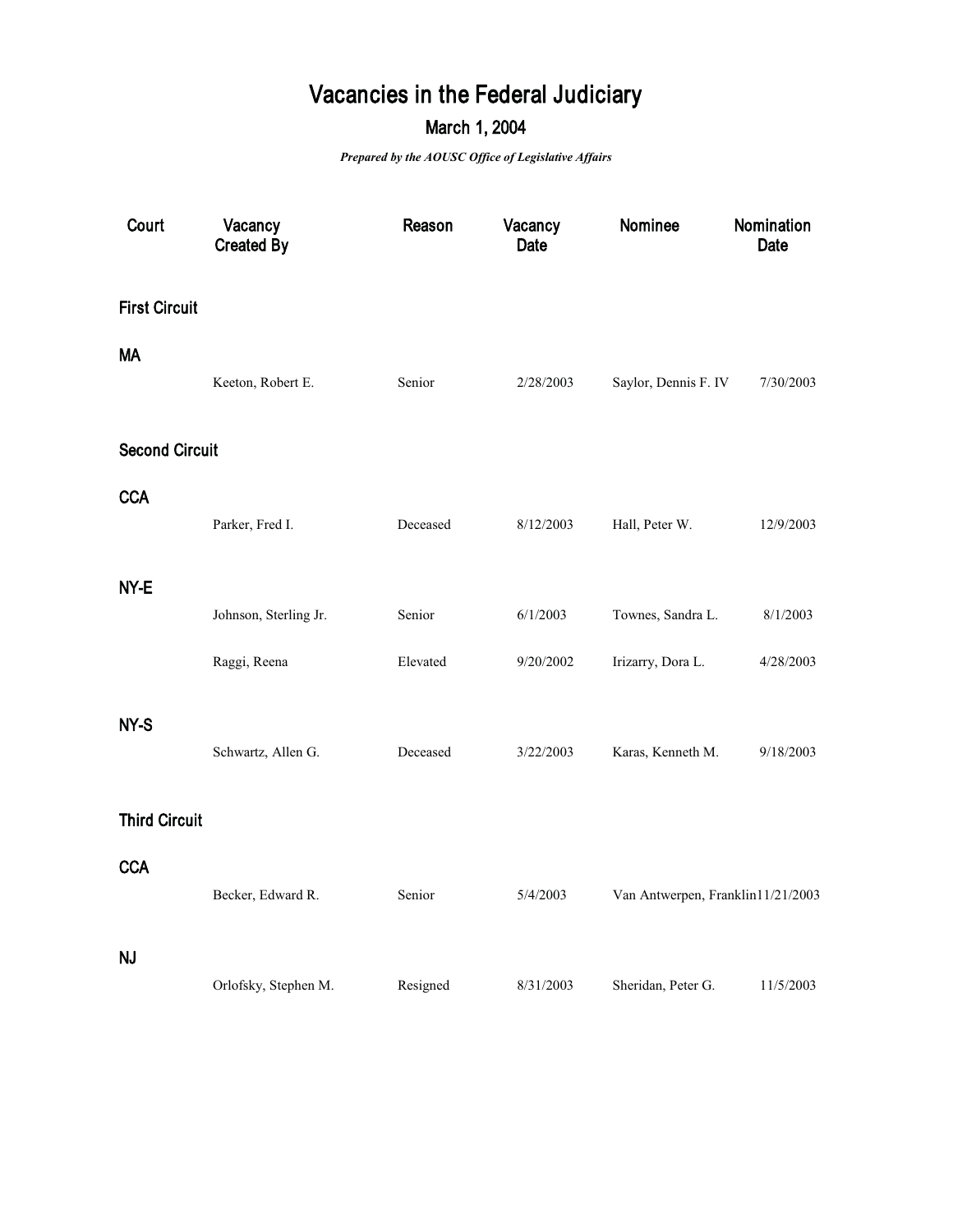# Vacancies in the Federal Judiciary

## March 1, 2004

***Prepared by the AOUSC Office of Legislative Affairs***

| Court | Vacancy Created By | Reason | Vacancy Date | Nominee | Nomination Date |
|---|---|---|---|---|---|
| **First Circuit** | | | | | |
| **MA** | | | | | |
| | Keeton, Robert E. | Senior | 2/28/2003 | Saylor, Dennis F. IV | 7/30/2003 |
| **Second Circuit** | | | | | |
| **CCA** | | | | | |
| | Parker, Fred I. | Deceased | 8/12/2003 | Hall, Peter W. | 12/9/2003 |
| **NY-E** | | | | | |
| | Johnson, Sterling Jr. | Senior | 6/1/2003 | Townes, Sandra L. | 8/1/2003 |
| | Raggi, Reena | Elevated | 9/20/2002 | Irizarry, Dora L. | 4/28/2003 |
| **NY-S** | | | | | |
| | Schwartz, Allen G. | Deceased | 3/22/2003 | Karas, Kenneth M. | 9/18/2003 |
| **Third Circuit** | | | | | |
| **CCA** | | | | | |
| | Becker, Edward R. | Senior | 5/4/2003 | Van Antwerpen, Franklin | 11/21/2003 |
| **NJ** | | | | | |
| | Orlofsky, Stephen M. | Resigned | 8/31/2003 | Sheridan, Peter G. | 11/5/2003 |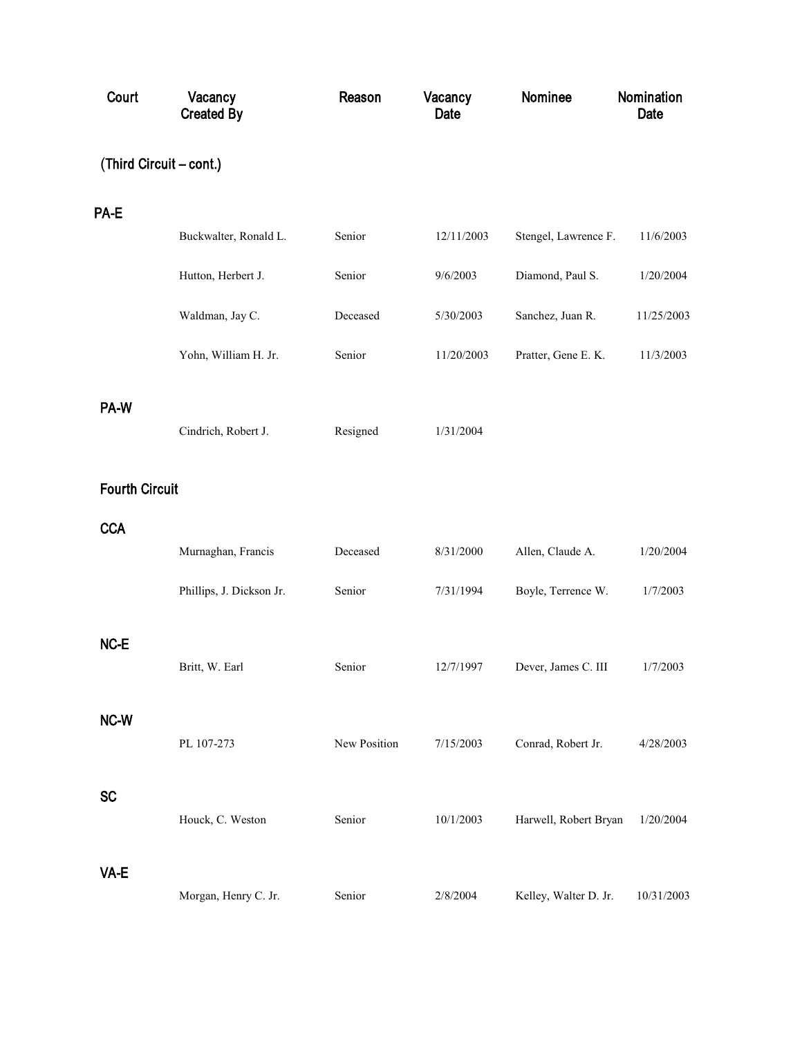| Court | Vacancy Created By | Reason | Vacancy Date | Nominee | Nomination Date |
|---|---|---|---|---|---|
| **(Third Circuit – cont.)** | | | | | |
| **PA-E** | | | | | |
| | Buckwalter, Ronald L. | Senior | 12/11/2003 | Stengel, Lawrence F. | 11/6/2003 |
| | Hutton, Herbert J. | Senior | 9/6/2003 | Diamond, Paul S. | 1/20/2004 |
| | Waldman, Jay C. | Deceased | 5/30/2003 | Sanchez, Juan R. | 11/25/2003 |
| | Yohn, William H. Jr. | Senior | 11/20/2003 | Pratter, Gene E. K. | 11/3/2003 |
| **PA-W** | | | | | |
| | Cindrich, Robert J. | Resigned | 1/31/2004 | | |
| **Fourth Circuit** | | | | | |
| **CCA** | | | | | |
| | Murnaghan, Francis | Deceased | 8/31/2000 | Allen, Claude A. | 1/20/2004 |
| | Phillips, J. Dickson Jr. | Senior | 7/31/1994 | Boyle, Terrence W. | 1/7/2003 |
| **NC-E** | | | | | |
| | Britt, W. Earl | Senior | 12/7/1997 | Dever, James C. III | 1/7/2003 |
| **NC-W** | | | | | |
| | PL 107-273 | New Position | 7/15/2003 | Conrad, Robert Jr. | 4/28/2003 |
| **SC** | | | | | |
| | Houck, C. Weston | Senior | 10/1/2003 | Harwell, Robert Bryan | 1/20/2004 |
| **VA-E** | | | | | |
| | Morgan, Henry C. Jr. | Senior | 2/8/2004 | Kelley, Walter D. Jr. | 10/31/2003 |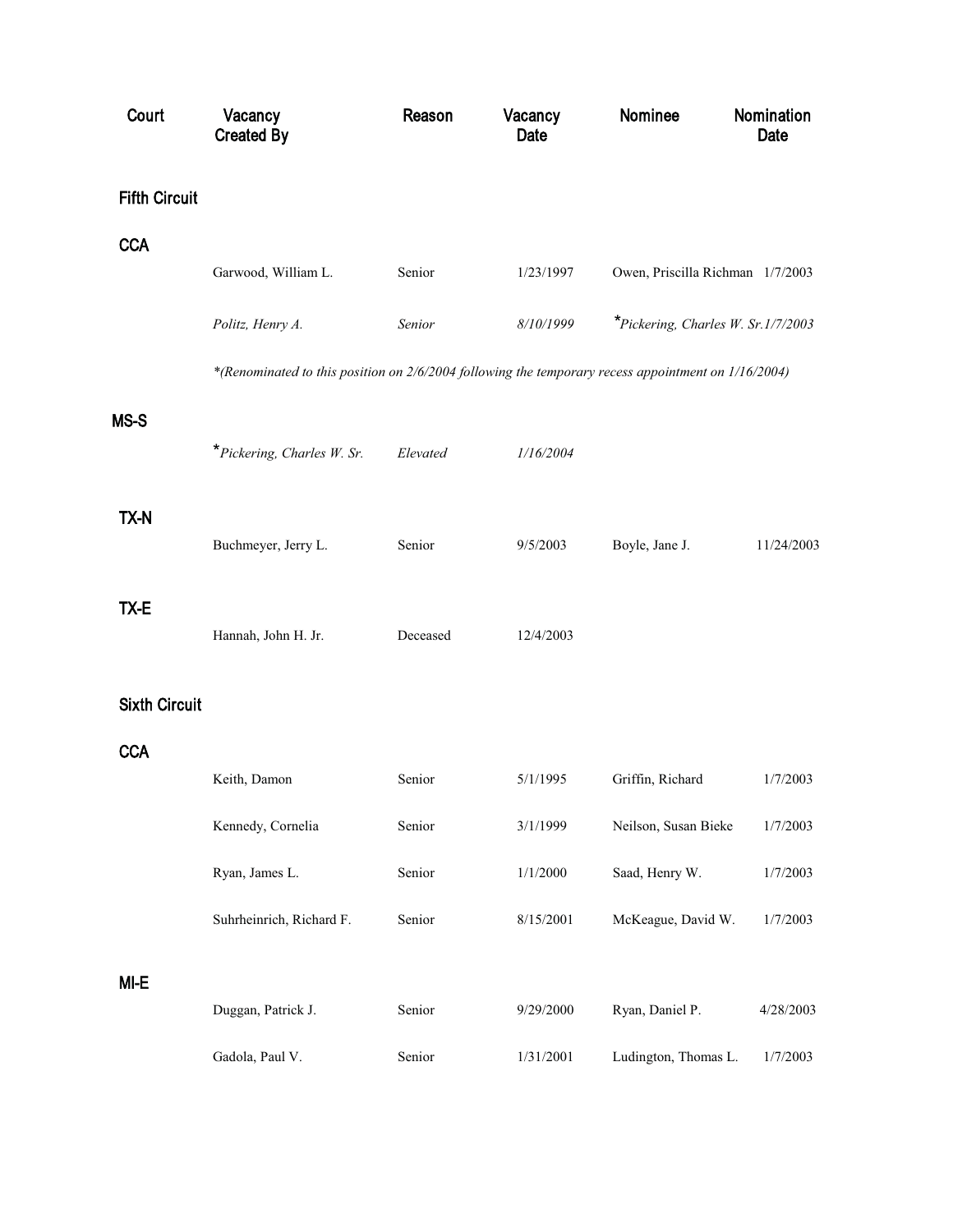| Court | Vacancy Created By | Reason | Vacancy Date | Nominee | Nomination Date |
|---|---|---|---|---|---|
| **Fifth Circuit** | | | | | |
| **CCA** | | | | | |
| | Garwood, William L. | Senior | 1/23/1997 | Owen, Priscilla Richman | 1/7/2003 |
| | *Politz, Henry A.* | *Senior* | *8/10/1999* | **Pickering, Charles W. Sr.* | *1/7/2003* |
| | *\*(Renominated to this position on 2/6/2004 following the temporary recess appointment on 1/16/2004)* | | | | |
| **MS-S** | | | | | |
| | **Pickering, Charles W. Sr.* | *Elevated* | *1/16/2004* | | |
| **TX-N** | | | | | |
| | Buchmeyer, Jerry L. | Senior | 9/5/2003 | Boyle, Jane J. | 11/24/2003 |
| **TX-E** | | | | | |
| | Hannah, John H. Jr. | Deceased | 12/4/2003 | | |
| **Sixth Circuit** | | | | | |
| **CCA** | | | | | |
| | Keith, Damon | Senior | 5/1/1995 | Griffin, Richard | 1/7/2003 |
| | Kennedy, Cornelia | Senior | 3/1/1999 | Neilson, Susan Bieke | 1/7/2003 |
| | Ryan, James L. | Senior | 1/1/2000 | Saad, Henry W. | 1/7/2003 |
| | Suhrheinrich, Richard F. | Senior | 8/15/2001 | McKeague, David W. | 1/7/2003 |
| **MI-E** | | | | | |
| | Duggan, Patrick J. | Senior | 9/29/2000 | Ryan, Daniel P. | 4/28/2003 |
| | Gadola, Paul V. | Senior | 1/31/2001 | Ludington, Thomas L. | 1/7/2003 |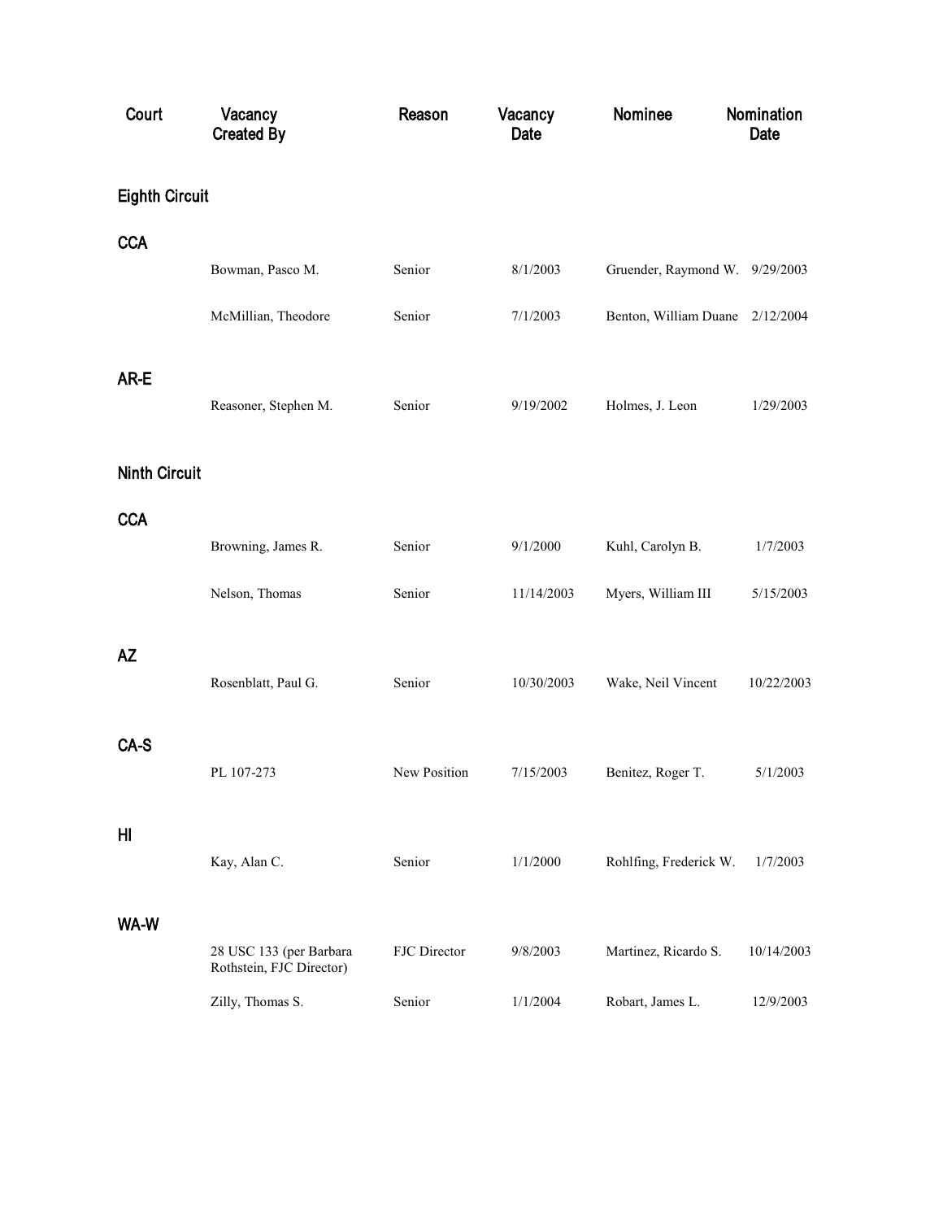| Court | Vacancy Created By | Reason | Vacancy Date | Nominee | Nomination Date |
|---|---|---|---|---|---|
| **Eighth Circuit** | | | | | |
| **CCA** | | | | | |
| | Bowman, Pasco M. | Senior | 8/1/2003 | Gruender, Raymond W. | 9/29/2003 |
| | McMillian, Theodore | Senior | 7/1/2003 | Benton, William Duane | 2/12/2004 |
| **AR-E** | | | | | |
| | Reasoner, Stephen M. | Senior | 9/19/2002 | Holmes, J. Leon | 1/29/2003 |
| **Ninth Circuit** | | | | | |
| **CCA** | | | | | |
| | Browning, James R. | Senior | 9/1/2000 | Kuhl, Carolyn B. | 1/7/2003 |
| | Nelson, Thomas | Senior | 11/14/2003 | Myers, William III | 5/15/2003 |
| **AZ** | | | | | |
| | Rosenblatt, Paul G. | Senior | 10/30/2003 | Wake, Neil Vincent | 10/22/2003 |
| **CA-S** | | | | | |
| | PL 107-273 | New Position | 7/15/2003 | Benitez, Roger T. | 5/1/2003 |
| **HI** | | | | | |
| | Kay, Alan C. | Senior | 1/1/2000 | Rohlfing, Frederick W. | 1/7/2003 |
| **WA-W** | | | | | |
| | 28 USC 133 (per Barbara Rothstein, FJC Director) | FJC Director | 9/8/2003 | Martinez, Ricardo S. | 10/14/2003 |
| | Zilly, Thomas S. | Senior | 1/1/2004 | Robart, James L. | 12/9/2003 |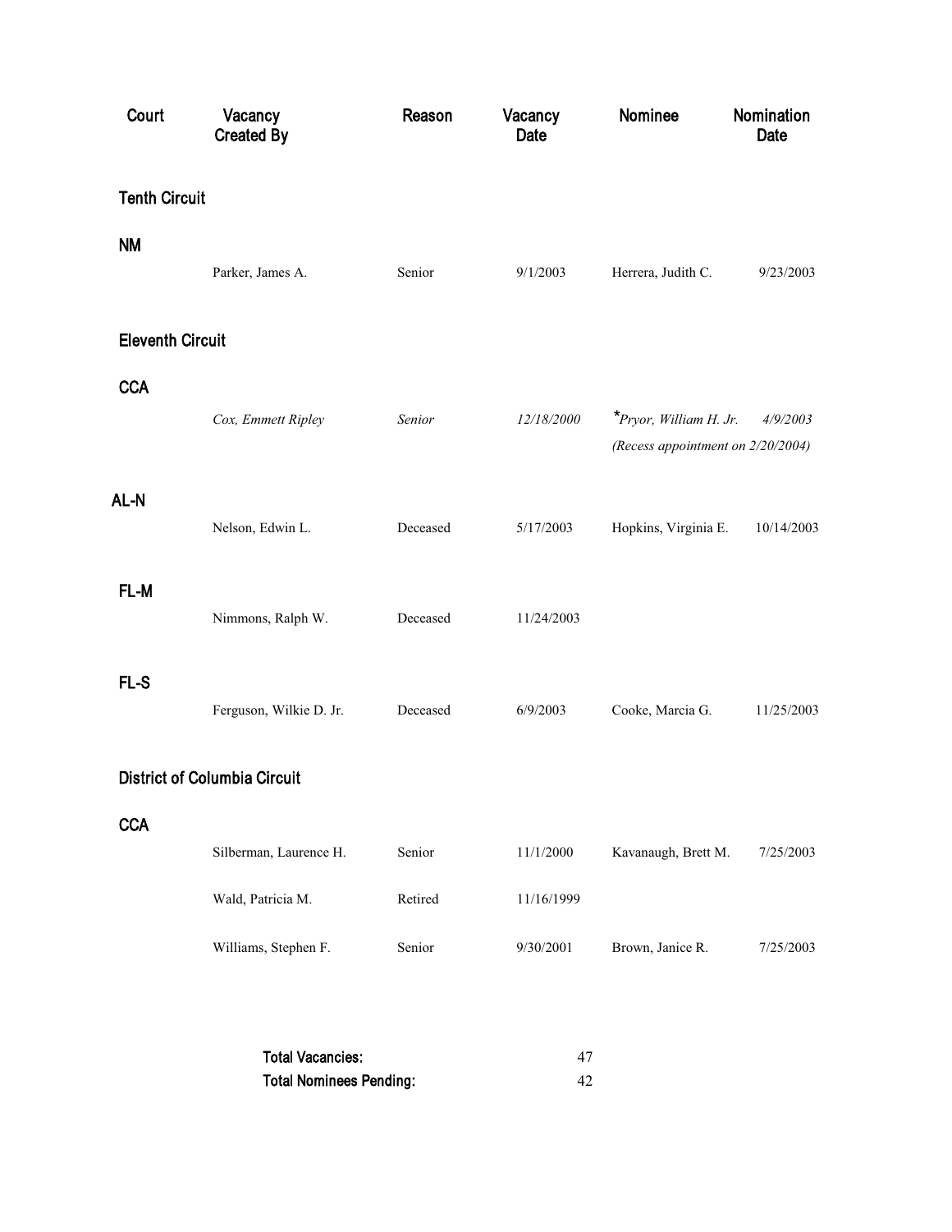| Court | Vacancy Created By | Reason | Vacancy Date | Nominee | Nomination Date |
|---|---|---|---|---|---|
| **Tenth Circuit** | | | | | |
| **NM** | | | | | |
| | Parker, James A. | Senior | 9/1/2003 | Herrera, Judith C. | 9/23/2003 |
| **Eleventh Circuit** | | | | | |
| **CCA** | | | | | |
| | *Cox, Emmett Ripley* | *Senior* | *12/18/2000* | **Pryor, William H. Jr.* *(Recess appointment on 2/20/2004)* | *4/9/2003* |
| **AL-N** | | | | | |
| | Nelson, Edwin L. | Deceased | 5/17/2003 | Hopkins, Virginia E. | 10/14/2003 |
| **FL-M** | | | | | |
| | Nimmons, Ralph W. | Deceased | 11/24/2003 | | |
| **FL-S** | | | | | |
| | Ferguson, Wilkie D. Jr. | Deceased | 6/9/2003 | Cooke, Marcia G. | 11/25/2003 |
| **District of Columbia Circuit** | | | | | |
| **CCA** | | | | | |
| | Silberman, Laurence H. | Senior | 11/1/2000 | Kavanaugh, Brett M. | 7/25/2003 |
| | Wald, Patricia M. | Retired | 11/16/1999 | | |
| | Williams, Stephen F. | Senior | 9/30/2001 | Brown, Janice R. | 7/25/2003 |

**Total Vacancies:** 47

**Total Nominees Pending:** 42